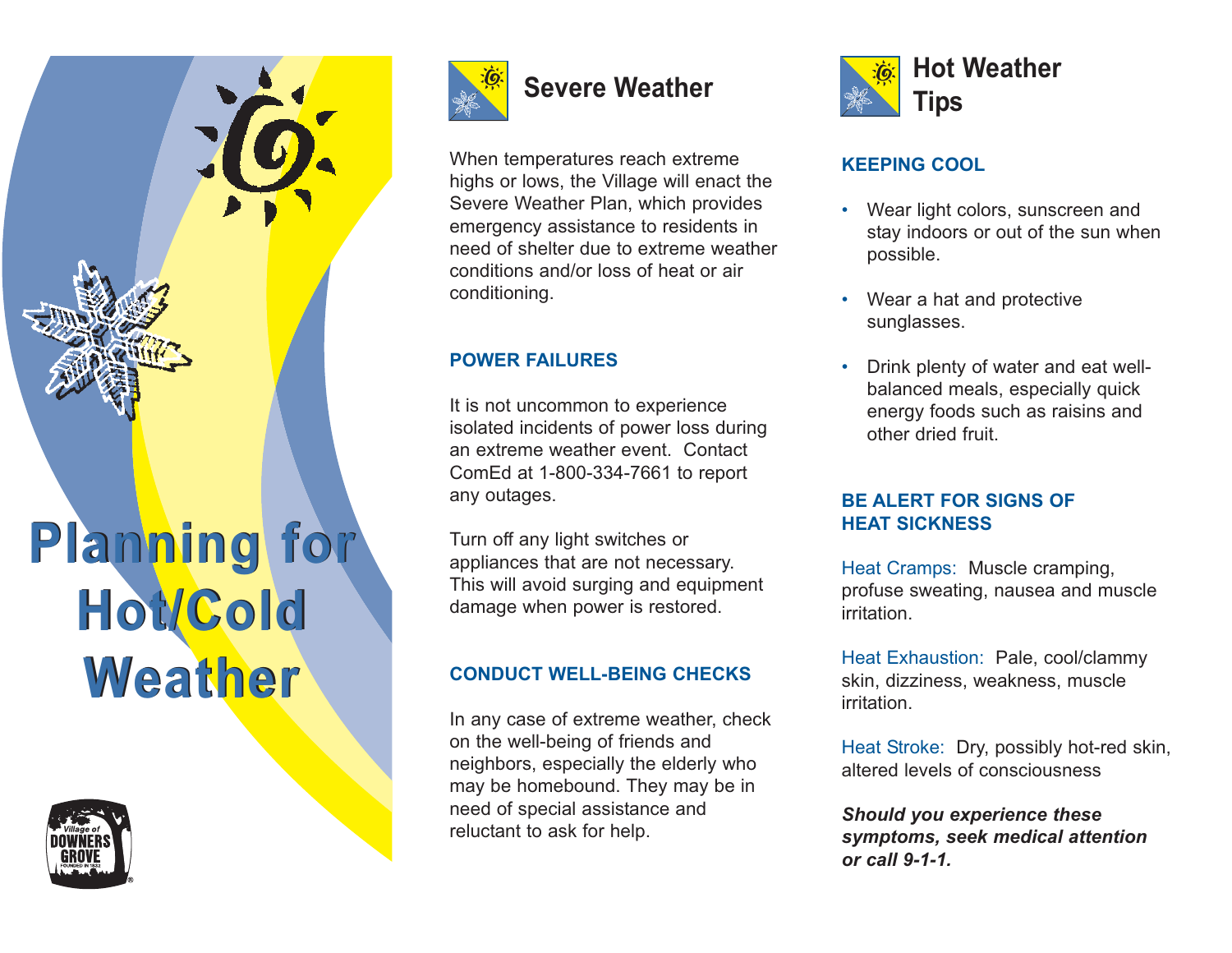# Planning for Hot/Cold Weather

Village of DOWNERS GROVE FOUNDED IN 1832

## Severe Weather

When temperatures reach extreme highs or lows, the Village will enact the Severe Weather Plan, which provides emergency assistance to residents in need of shelter due to extreme weather conditions and/or loss of heat or air conditioning.

### POWER FAILURES

It is not uncommon to experience isolated incidents of power loss during an extreme weather event. Contact ComEd at 1-800-334-7661 to report any outages.

Turn off any light switches or appliances that are not necessary. This will avoid surging and equipment damage when power is restored.

### CONDUCT WELL-BEING CHECKS

In any case of extreme weather, check on the well-being of friends and neighbors, especially the elderly who may be homebound. They may be in need of special assistance and reluctant to ask for help.

## Hot Weather Tips

### KEEPING COOL

- Wear light colors, sunscreen and stay indoors or out of the sun when possible.
- Wear a hat and protective sunglasses.
- Drink plenty of water and eat well-balanced meals, especially quick energy foods such as raisins and other dried fruit.

### BE ALERT FOR SIGNS OF HEAT SICKNESS

Heat Cramps: Muscle cramping, profuse sweating, nausea and muscle irritation.

Heat Exhaustion: Pale, cool/clammy skin, dizziness, weakness, muscle irritation.

Heat Stroke: Dry, possibly hot-red skin, altered levels of consciousness

***Should you experience these symptoms, seek medical attention or call 9-1-1.***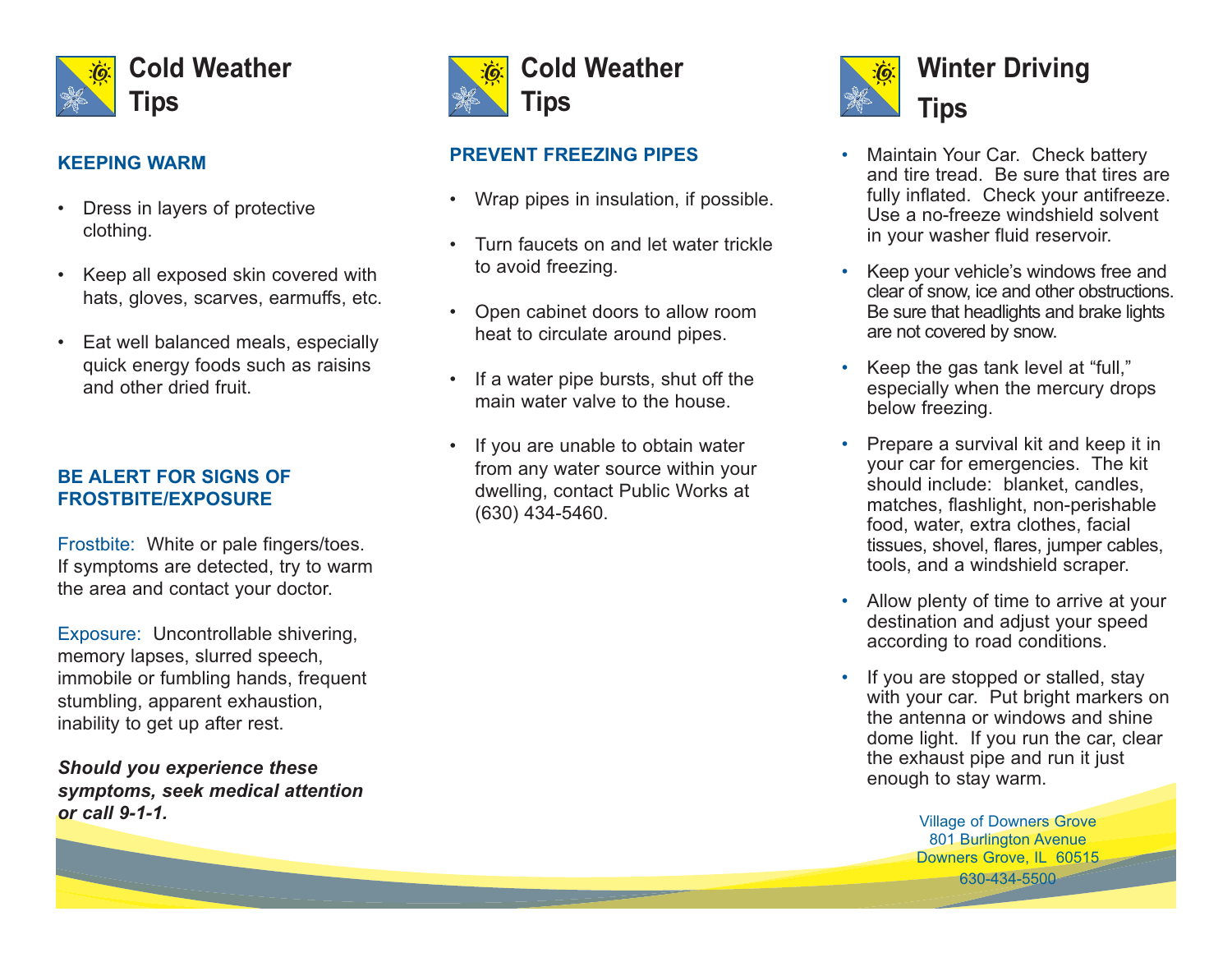# Cold Weather Tips

## KEEPING WARM

- Dress in layers of protective clothing.
- Keep all exposed skin covered with hats, gloves, scarves, earmuffs, etc.
- Eat well balanced meals, especially quick energy foods such as raisins and other dried fruit.

## BE ALERT FOR SIGNS OF FROSTBITE/EXPOSURE

Frostbite: White or pale fingers/toes. If symptoms are detected, try to warm the area and contact your doctor.

Exposure: Uncontrollable shivering, memory lapses, slurred speech, immobile or fumbling hands, frequent stumbling, apparent exhaustion, inability to get up after rest.

***Should you experience these symptoms, seek medical attention or call 9-1-1.***

# Cold Weather Tips

## PREVENT FREEZING PIPES

- Wrap pipes in insulation, if possible.
- Turn faucets on and let water trickle to avoid freezing.
- Open cabinet doors to allow room heat to circulate around pipes.
- If a water pipe bursts, shut off the main water valve to the house.
- If you are unable to obtain water from any water source within your dwelling, contact Public Works at (630) 434-5460.

# Winter Driving Tips

- Maintain Your Car. Check battery and tire tread. Be sure that tires are fully inflated. Check your antifreeze. Use a no-freeze windshield solvent in your washer fluid reservoir.
- Keep your vehicle's windows free and clear of snow, ice and other obstructions. Be sure that headlights and brake lights are not covered by snow.
- Keep the gas tank level at "full," especially when the mercury drops below freezing.
- Prepare a survival kit and keep it in your car for emergencies. The kit should include: blanket, candles, matches, flashlight, non-perishable food, water, extra clothes, facial tissues, shovel, flares, jumper cables, tools, and a windshield scraper.
- Allow plenty of time to arrive at your destination and adjust your speed according to road conditions.
- If you are stopped or stalled, stay with your car. Put bright markers on the antenna or windows and shine dome light. If you run the car, clear the exhaust pipe and run it just enough to stay warm.

Village of Downers Grove
801 Burlington Avenue
Downers Grove, IL 60515
630-434-5500